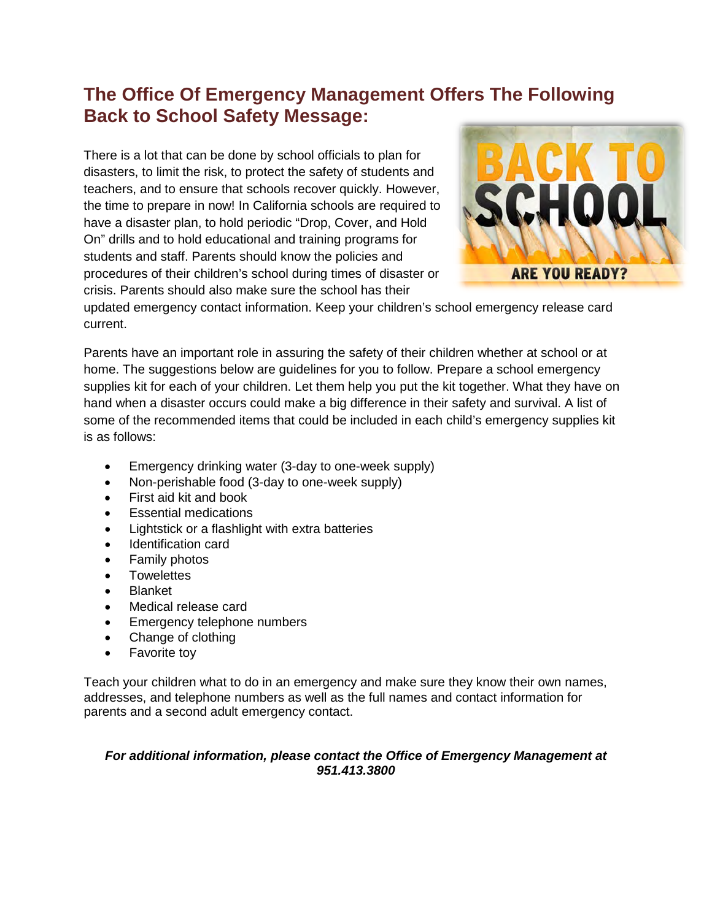## The Office Of Emergency Management Offers The Following Back to School Safety Message:

There is a lot that can be done by school officials to plan for disasters, to limit the risk, to protect the safety of students and teachers, and to ensure that schools recover quickly. However, the time to prepare in now! In California schools are required to have a disaster plan, to hold periodic "Drop, Cover, and Hold On" drills and to hold educational and training programs for students and staff. Parents should know the policies and procedures of their children's school during times of disaster or crisis. Parents should also make sure the school has their updated emergency contact information. Keep your children's school emergency release card current.

Parents have an important role in assuring the safety of their children whether at school or at home. The suggestions below are guidelines for you to follow. Prepare a school emergency supplies kit for each of your children. Let them help you put the kit together. What they have on hand when a disaster occurs could make a big difference in their safety and survival. A list of some of the recommended items that could be included in each child's emergency supplies kit is as follows:

- Emergency drinking water (3-day to one-week supply)
- Non-perishable food (3-day to one-week supply)
- First aid kit and book
- Essential medications
- Lightstick or a flashlight with extra batteries
- Identification card
- Family photos
- Towelettes
- Blanket
- Medical release card
- Emergency telephone numbers
- Change of clothing
- Favorite toy

Teach your children what to do in an emergency and make sure they know their own names, addresses, and telephone numbers as well as the full names and contact information for parents and a second adult emergency contact.

***For additional information, please contact the Office of Emergency Management at 951.413.3800***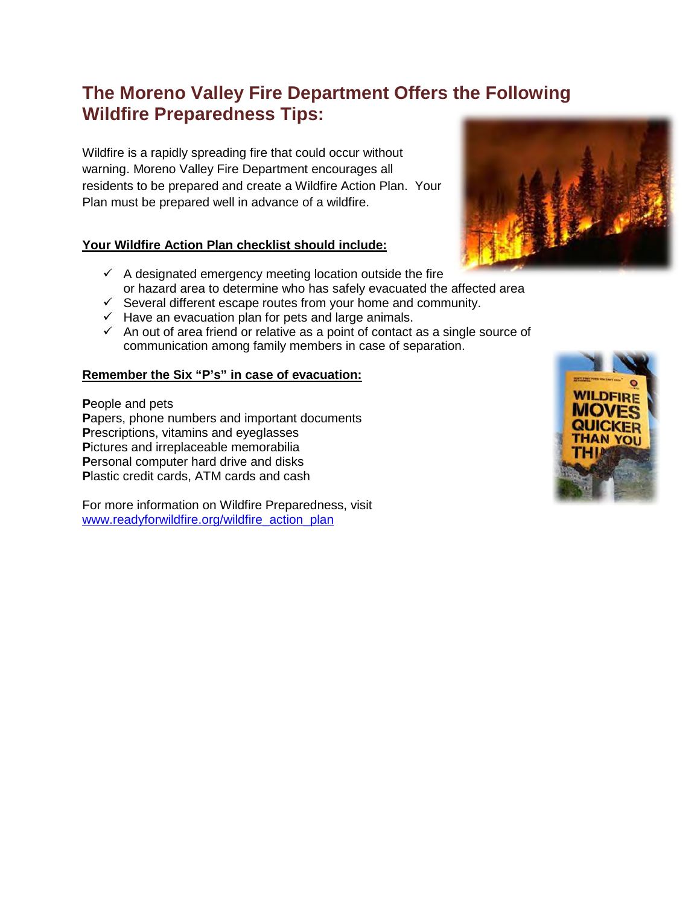## The Moreno Valley Fire Department Offers the Following Wildfire Preparedness Tips:

Wildfire is a rapidly spreading fire that could occur without warning. Moreno Valley Fire Department encourages all residents to be prepared and create a Wildfire Action Plan. Your Plan must be prepared well in advance of a wildfire.

**Your Wildfire Action Plan checklist should include:**

- ✓ A designated emergency meeting location outside the fire or hazard area to determine who has safely evacuated the affected area
- ✓ Several different escape routes from your home and community.
- ✓ Have an evacuation plan for pets and large animals.
- ✓ An out of area friend or relative as a point of contact as a single source of communication among family members in case of separation.

**Remember the Six "P's" in case of evacuation:**

**P**eople and pets
**P**apers, phone numbers and important documents
**P**rescriptions, vitamins and eyeglasses
**P**ictures and irreplaceable memorabilia
**P**ersonal computer hard drive and disks
**P**lastic credit cards, ATM cards and cash

For more information on Wildfire Preparedness, visit
www.readyforwildfire.org/wildfire_action_plan